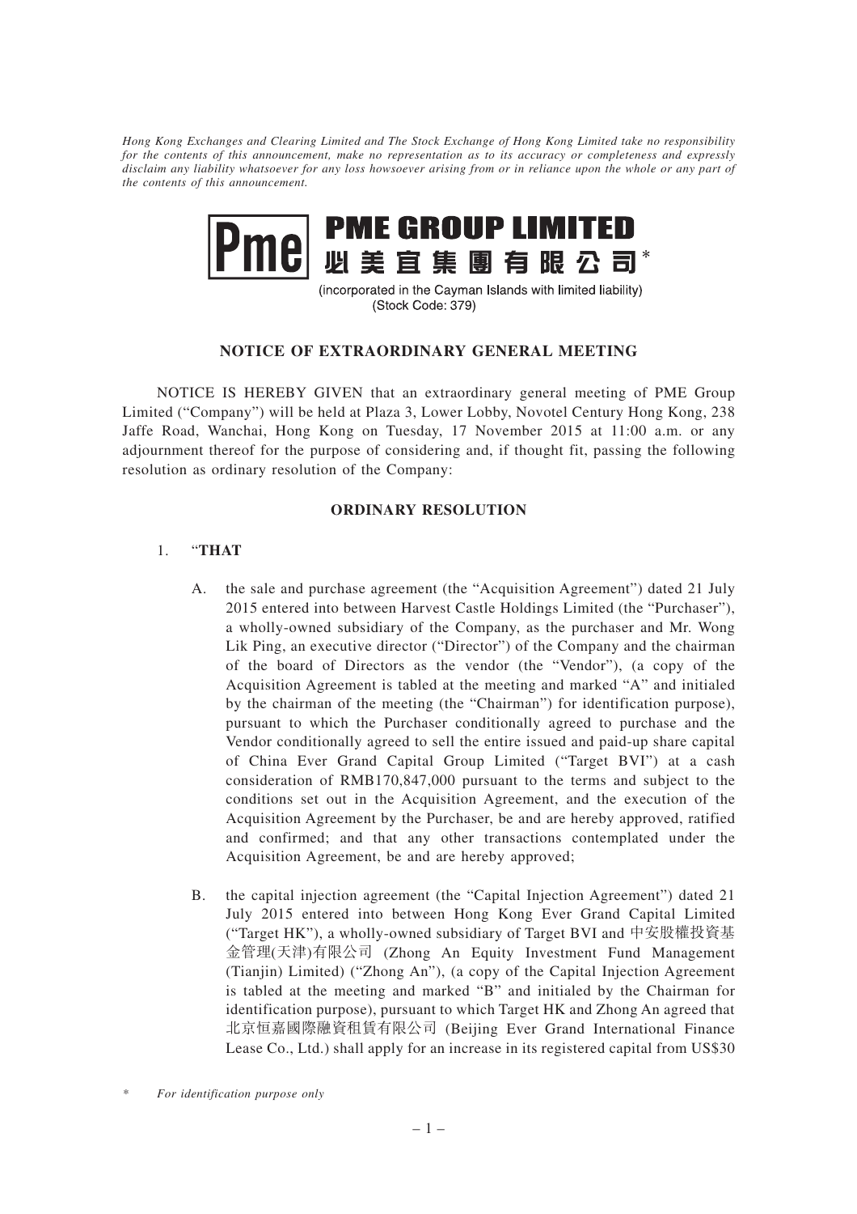*Hong Kong Exchanges and Clearing Limited and The Stock Exchange of Hong Kong Limited take no responsibility for the contents of this announcement, make no representation as to its accuracy or completeness and expressly disclaim any liability whatsoever for any loss howsoever arising from or in reliance upon the whole or any part of the contents of this announcement.*

# PME GROUP LIMITED
# 必美宜集團有限公司*

(incorporated in the Cayman Islands with limited liability)
(Stock Code: 379)

## NOTICE OF EXTRAORDINARY GENERAL MEETING

NOTICE IS HEREBY GIVEN that an extraordinary general meeting of PME Group Limited ("Company") will be held at Plaza 3, Lower Lobby, Novotel Century Hong Kong, 238 Jaffe Road, Wanchai, Hong Kong on Tuesday, 17 November 2015 at 11:00 a.m. or any adjournment thereof for the purpose of considering and, if thought fit, passing the following resolution as ordinary resolution of the Company:

## ORDINARY RESOLUTION

1. "**THAT**

   A. the sale and purchase agreement (the "Acquisition Agreement") dated 21 July 2015 entered into between Harvest Castle Holdings Limited (the "Purchaser"), a wholly-owned subsidiary of the Company, as the purchaser and Mr. Wong Lik Ping, an executive director ("Director") of the Company and the chairman of the board of Directors as the vendor (the "Vendor"), (a copy of the Acquisition Agreement is tabled at the meeting and marked "A" and initialed by the chairman of the meeting (the "Chairman") for identification purpose), pursuant to which the Purchaser conditionally agreed to purchase and the Vendor conditionally agreed to sell the entire issued and paid-up share capital of China Ever Grand Capital Group Limited ("Target BVI") at a cash consideration of RMB170,847,000 pursuant to the terms and subject to the conditions set out in the Acquisition Agreement, and the execution of the Acquisition Agreement by the Purchaser, be and are hereby approved, ratified and confirmed; and that any other transactions contemplated under the Acquisition Agreement, be and are hereby approved;

   B. the capital injection agreement (the "Capital Injection Agreement") dated 21 July 2015 entered into between Hong Kong Ever Grand Capital Limited ("Target HK"), a wholly-owned subsidiary of Target BVI and 中安股權投資基金管理(天津)有限公司 (Zhong An Equity Investment Fund Management (Tianjin) Limited) ("Zhong An"), (a copy of the Capital Injection Agreement is tabled at the meeting and marked "B" and initialed by the Chairman for identification purpose), pursuant to which Target HK and Zhong An agreed that 北京恒嘉國際融資租賃有限公司 (Beijing Ever Grand International Finance Lease Co., Ltd.) shall apply for an increase in its registered capital from US$30

\* *For identification purpose only*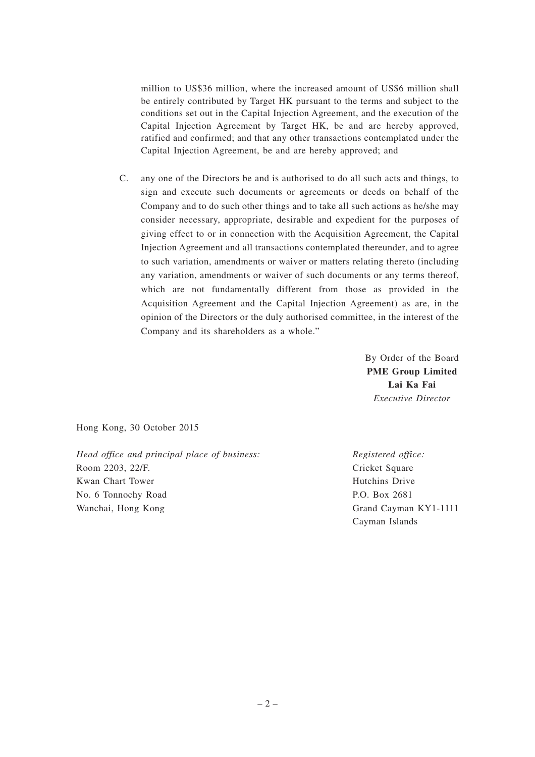million to US$36 million, where the increased amount of US$6 million shall be entirely contributed by Target HK pursuant to the terms and subject to the conditions set out in the Capital Injection Agreement, and the execution of the Capital Injection Agreement by Target HK, be and are hereby approved, ratified and confirmed; and that any other transactions contemplated under the Capital Injection Agreement, be and are hereby approved; and

C. any one of the Directors be and is authorised to do all such acts and things, to sign and execute such documents or agreements or deeds on behalf of the Company and to do such other things and to take all such actions as he/she may consider necessary, appropriate, desirable and expedient for the purposes of giving effect to or in connection with the Acquisition Agreement, the Capital Injection Agreement and all transactions contemplated thereunder, and to agree to such variation, amendments or waiver or matters relating thereto (including any variation, amendments or waiver of such documents or any terms thereof, which are not fundamentally different from those as provided in the Acquisition Agreement and the Capital Injection Agreement) as are, in the opinion of the Directors or the duly authorised committee, in the interest of the Company and its shareholders as a whole."

By Order of the Board
**PME Group Limited**
**Lai Ka Fai**
*Executive Director*

Hong Kong, 30 October 2015

*Head office and principal place of business:*
Room 2203, 22/F.
Kwan Chart Tower
No. 6 Tonnochy Road
Wanchai, Hong Kong

*Registered office:*
Cricket Square
Hutchins Drive
P.O. Box 2681
Grand Cayman KY1-1111
Cayman Islands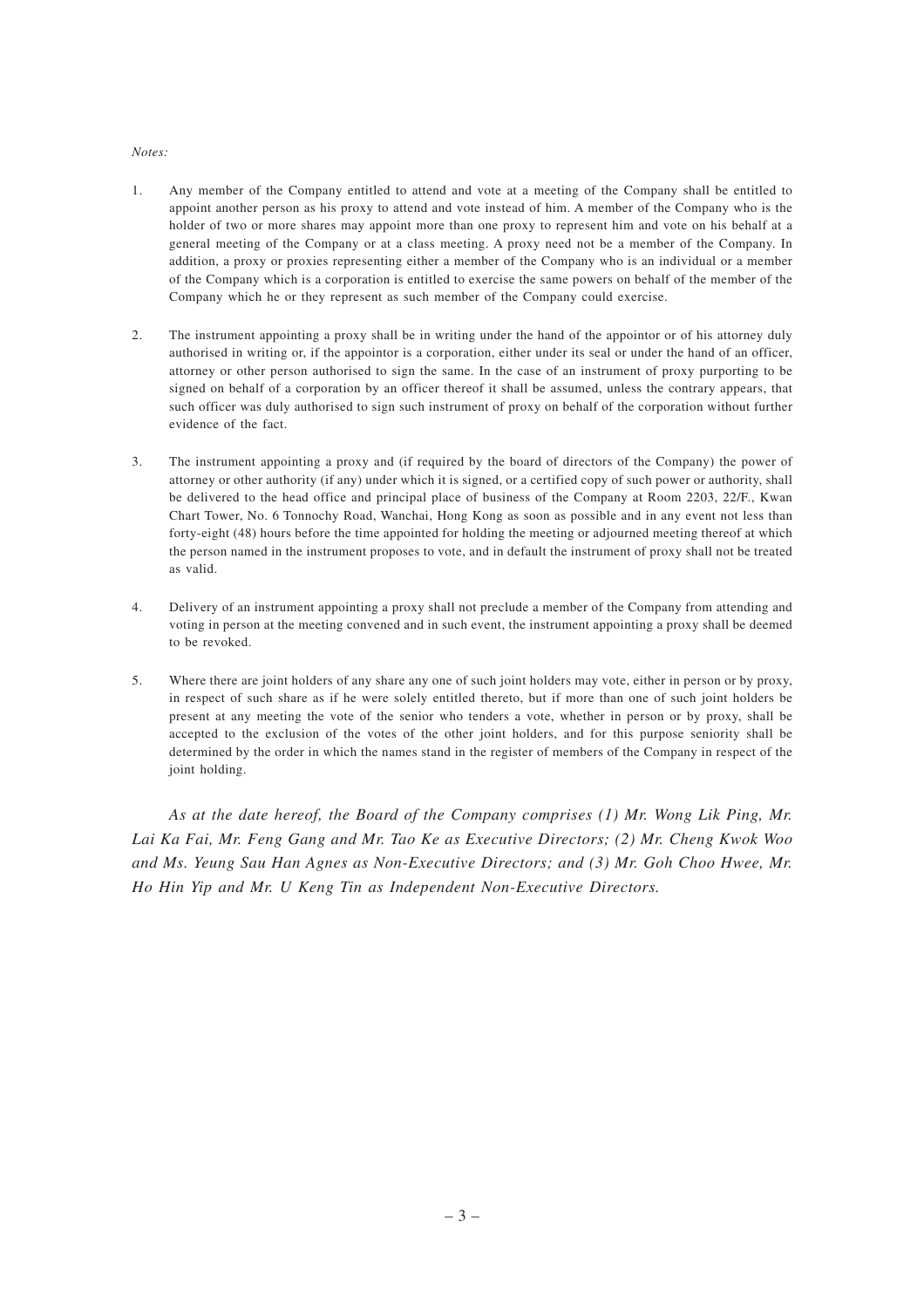*Notes:*

1. Any member of the Company entitled to attend and vote at a meeting of the Company shall be entitled to appoint another person as his proxy to attend and vote instead of him. A member of the Company who is the holder of two or more shares may appoint more than one proxy to represent him and vote on his behalf at a general meeting of the Company or at a class meeting. A proxy need not be a member of the Company. In addition, a proxy or proxies representing either a member of the Company who is an individual or a member of the Company which is a corporation is entitled to exercise the same powers on behalf of the member of the Company which he or they represent as such member of the Company could exercise.

2. The instrument appointing a proxy shall be in writing under the hand of the appointor or of his attorney duly authorised in writing or, if the appointor is a corporation, either under its seal or under the hand of an officer, attorney or other person authorised to sign the same. In the case of an instrument of proxy purporting to be signed on behalf of a corporation by an officer thereof it shall be assumed, unless the contrary appears, that such officer was duly authorised to sign such instrument of proxy on behalf of the corporation without further evidence of the fact.

3. The instrument appointing a proxy and (if required by the board of directors of the Company) the power of attorney or other authority (if any) under which it is signed, or a certified copy of such power or authority, shall be delivered to the head office and principal place of business of the Company at Room 2203, 22/F., Kwan Chart Tower, No. 6 Tonnochy Road, Wanchai, Hong Kong as soon as possible and in any event not less than forty-eight (48) hours before the time appointed for holding the meeting or adjourned meeting thereof at which the person named in the instrument proposes to vote, and in default the instrument of proxy shall not be treated as valid.

4. Delivery of an instrument appointing a proxy shall not preclude a member of the Company from attending and voting in person at the meeting convened and in such event, the instrument appointing a proxy shall be deemed to be revoked.

5. Where there are joint holders of any share any one of such joint holders may vote, either in person or by proxy, in respect of such share as if he were solely entitled thereto, but if more than one of such joint holders be present at any meeting the vote of the senior who tenders a vote, whether in person or by proxy, shall be accepted to the exclusion of the votes of the other joint holders, and for this purpose seniority shall be determined by the order in which the names stand in the register of members of the Company in respect of the joint holding.

*As at the date hereof, the Board of the Company comprises (1) Mr. Wong Lik Ping, Mr. Lai Ka Fai, Mr. Feng Gang and Mr. Tao Ke as Executive Directors; (2) Mr. Cheng Kwok Woo and Ms. Yeung Sau Han Agnes as Non-Executive Directors; and (3) Mr. Goh Choo Hwee, Mr. Ho Hin Yip and Mr. U Keng Tin as Independent Non-Executive Directors.*